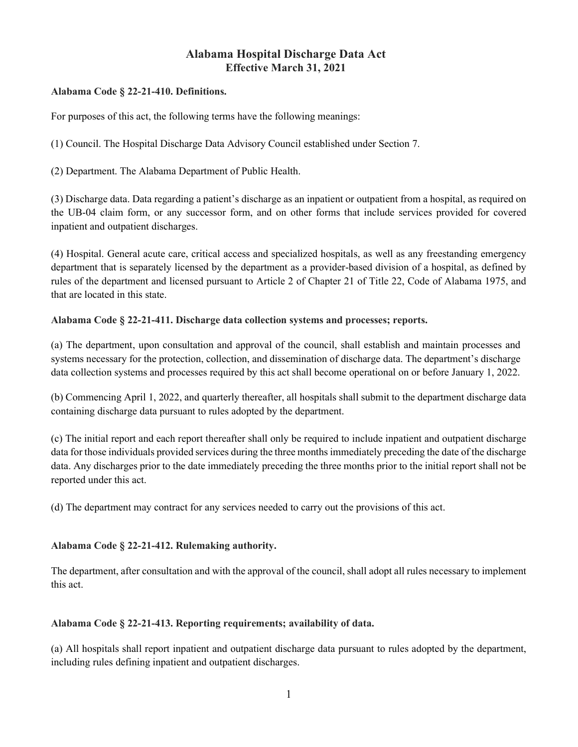# Alabama Hospital Discharge Data Act
## Effective March 31, 2021

**Alabama Code § 22-21-410. Definitions.**

For purposes of this act, the following terms have the following meanings:

(1) Council. The Hospital Discharge Data Advisory Council established under Section 7.

(2) Department. The Alabama Department of Public Health.

(3) Discharge data. Data regarding a patient's discharge as an inpatient or outpatient from a hospital, as required on the UB-04 claim form, or any successor form, and on other forms that include services provided for covered inpatient and outpatient discharges.

(4) Hospital. General acute care, critical access and specialized hospitals, as well as any freestanding emergency department that is separately licensed by the department as a provider-based division of a hospital, as defined by rules of the department and licensed pursuant to Article 2 of Chapter 21 of Title 22, Code of Alabama 1975, and that are located in this state.

**Alabama Code § 22-21-411. Discharge data collection systems and processes; reports.**

(a) The department, upon consultation and approval of the council, shall establish and maintain processes and systems necessary for the protection, collection, and dissemination of discharge data. The department's discharge data collection systems and processes required by this act shall become operational on or before January 1, 2022.

(b) Commencing April 1, 2022, and quarterly thereafter, all hospitals shall submit to the department discharge data containing discharge data pursuant to rules adopted by the department.

(c) The initial report and each report thereafter shall only be required to include inpatient and outpatient discharge data for those individuals provided services during the three months immediately preceding the date of the discharge data. Any discharges prior to the date immediately preceding the three months prior to the initial report shall not be reported under this act.

(d) The department may contract for any services needed to carry out the provisions of this act.

**Alabama Code § 22-21-412. Rulemaking authority.**

The department, after consultation and with the approval of the council, shall adopt all rules necessary to implement this act.

**Alabama Code § 22-21-413. Reporting requirements; availability of data.**

(a) All hospitals shall report inpatient and outpatient discharge data pursuant to rules adopted by the department, including rules defining inpatient and outpatient discharges.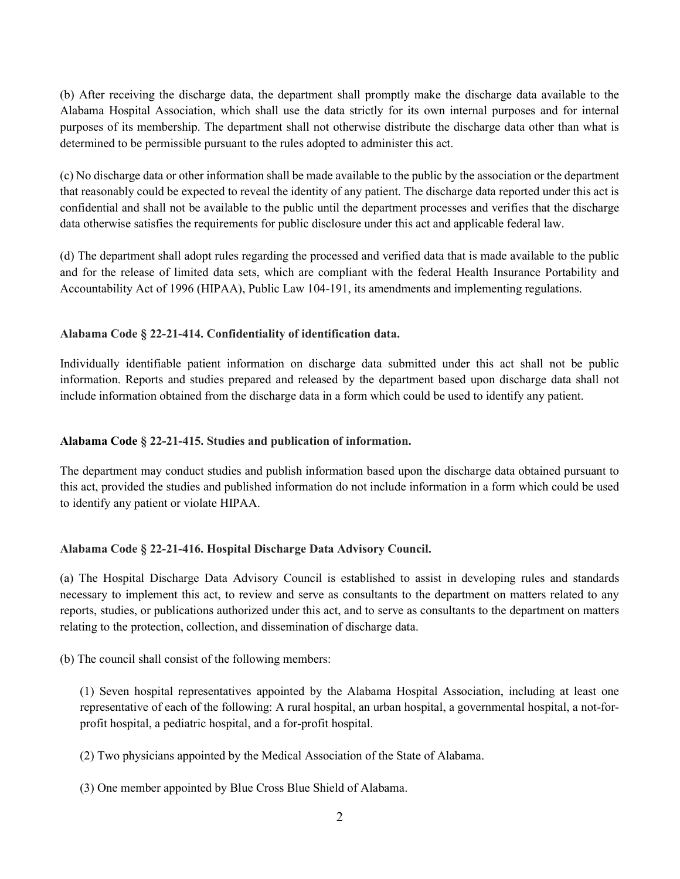(b) After receiving the discharge data, the department shall promptly make the discharge data available to the Alabama Hospital Association, which shall use the data strictly for its own internal purposes and for internal purposes of its membership. The department shall not otherwise distribute the discharge data other than what is determined to be permissible pursuant to the rules adopted to administer this act.

(c) No discharge data or other information shall be made available to the public by the association or the department that reasonably could be expected to reveal the identity of any patient. The discharge data reported under this act is confidential and shall not be available to the public until the department processes and verifies that the discharge data otherwise satisfies the requirements for public disclosure under this act and applicable federal law.

(d) The department shall adopt rules regarding the processed and verified data that is made available to the public and for the release of limited data sets, which are compliant with the federal Health Insurance Portability and Accountability Act of 1996 (HIPAA), Public Law 104-191, its amendments and implementing regulations.

**Alabama Code § 22-21-414. Confidentiality of identification data.**

Individually identifiable patient information on discharge data submitted under this act shall not be public information. Reports and studies prepared and released by the department based upon discharge data shall not include information obtained from the discharge data in a form which could be used to identify any patient.

**Alabama Code § 22-21-415. Studies and publication of information.**

The department may conduct studies and publish information based upon the discharge data obtained pursuant to this act, provided the studies and published information do not include information in a form which could be used to identify any patient or violate HIPAA.

**Alabama Code § 22-21-416. Hospital Discharge Data Advisory Council.**

(a) The Hospital Discharge Data Advisory Council is established to assist in developing rules and standards necessary to implement this act, to review and serve as consultants to the department on matters related to any reports, studies, or publications authorized under this act, and to serve as consultants to the department on matters relating to the protection, collection, and dissemination of discharge data.

(b) The council shall consist of the following members:

(1) Seven hospital representatives appointed by the Alabama Hospital Association, including at least one representative of each of the following: A rural hospital, an urban hospital, a governmental hospital, a not-for-profit hospital, a pediatric hospital, and a for-profit hospital.

(2) Two physicians appointed by the Medical Association of the State of Alabama.

(3) One member appointed by Blue Cross Blue Shield of Alabama.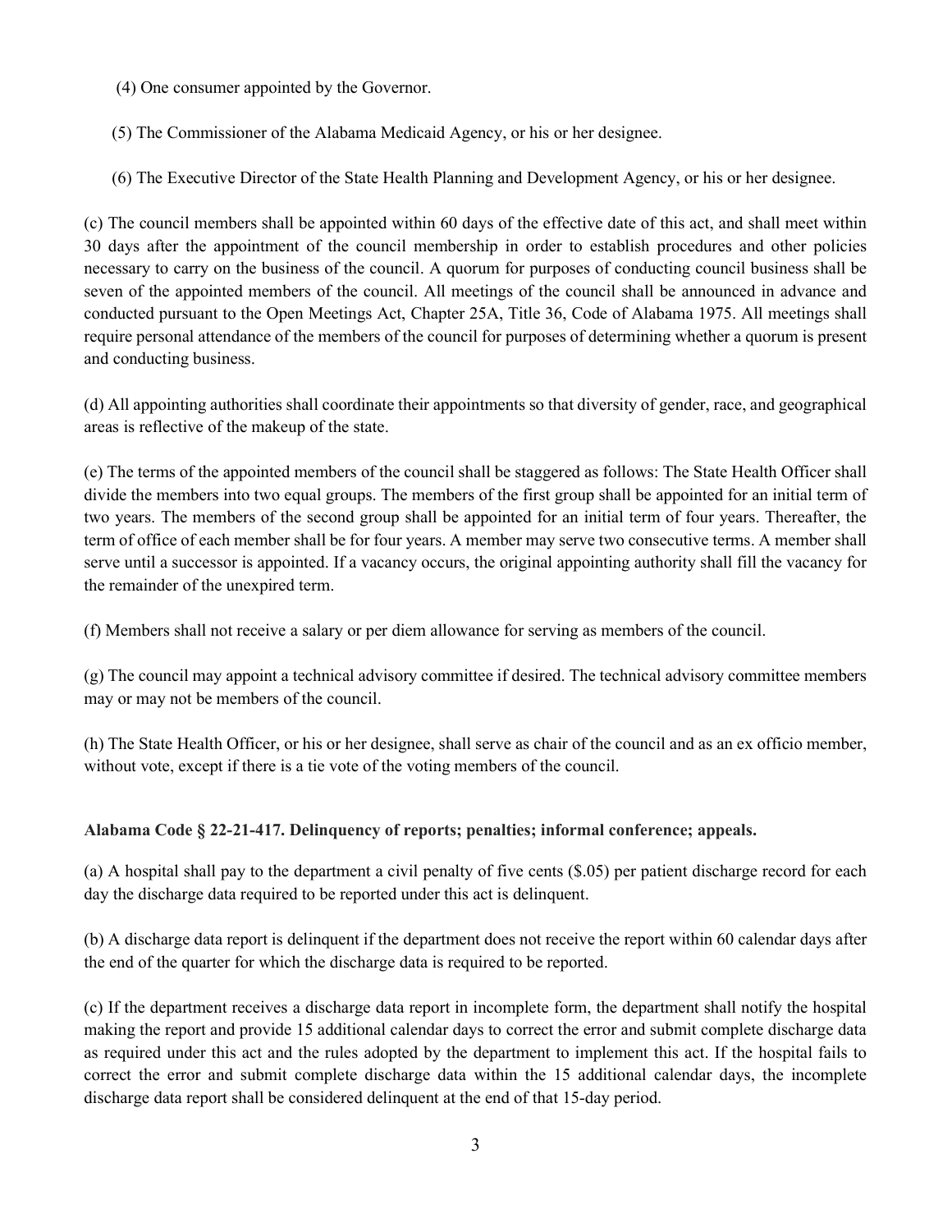(4) One consumer appointed by the Governor.

(5) The Commissioner of the Alabama Medicaid Agency, or his or her designee.

(6) The Executive Director of the State Health Planning and Development Agency, or his or her designee.

(c) The council members shall be appointed within 60 days of the effective date of this act, and shall meet within 30 days after the appointment of the council membership in order to establish procedures and other policies necessary to carry on the business of the council. A quorum for purposes of conducting council business shall be seven of the appointed members of the council. All meetings of the council shall be announced in advance and conducted pursuant to the Open Meetings Act, Chapter 25A, Title 36, Code of Alabama 1975. All meetings shall require personal attendance of the members of the council for purposes of determining whether a quorum is present and conducting business.

(d) All appointing authorities shall coordinate their appointments so that diversity of gender, race, and geographical areas is reflective of the makeup of the state.

(e) The terms of the appointed members of the council shall be staggered as follows: The State Health Officer shall divide the members into two equal groups. The members of the first group shall be appointed for an initial term of two years. The members of the second group shall be appointed for an initial term of four years. Thereafter, the term of office of each member shall be for four years. A member may serve two consecutive terms. A member shall serve until a successor is appointed. If a vacancy occurs, the original appointing authority shall fill the vacancy for the remainder of the unexpired term.

(f) Members shall not receive a salary or per diem allowance for serving as members of the council.

(g) The council may appoint a technical advisory committee if desired. The technical advisory committee members may or may not be members of the council.

(h) The State Health Officer, or his or her designee, shall serve as chair of the council and as an ex officio member, without vote, except if there is a tie vote of the voting members of the council.

**Alabama Code § 22-21-417. Delinquency of reports; penalties; informal conference; appeals.**

(a) A hospital shall pay to the department a civil penalty of five cents ($.05) per patient discharge record for each day the discharge data required to be reported under this act is delinquent.

(b) A discharge data report is delinquent if the department does not receive the report within 60 calendar days after the end of the quarter for which the discharge data is required to be reported.

(c) If the department receives a discharge data report in incomplete form, the department shall notify the hospital making the report and provide 15 additional calendar days to correct the error and submit complete discharge data as required under this act and the rules adopted by the department to implement this act. If the hospital fails to correct the error and submit complete discharge data within the 15 additional calendar days, the incomplete discharge data report shall be considered delinquent at the end of that 15-day period.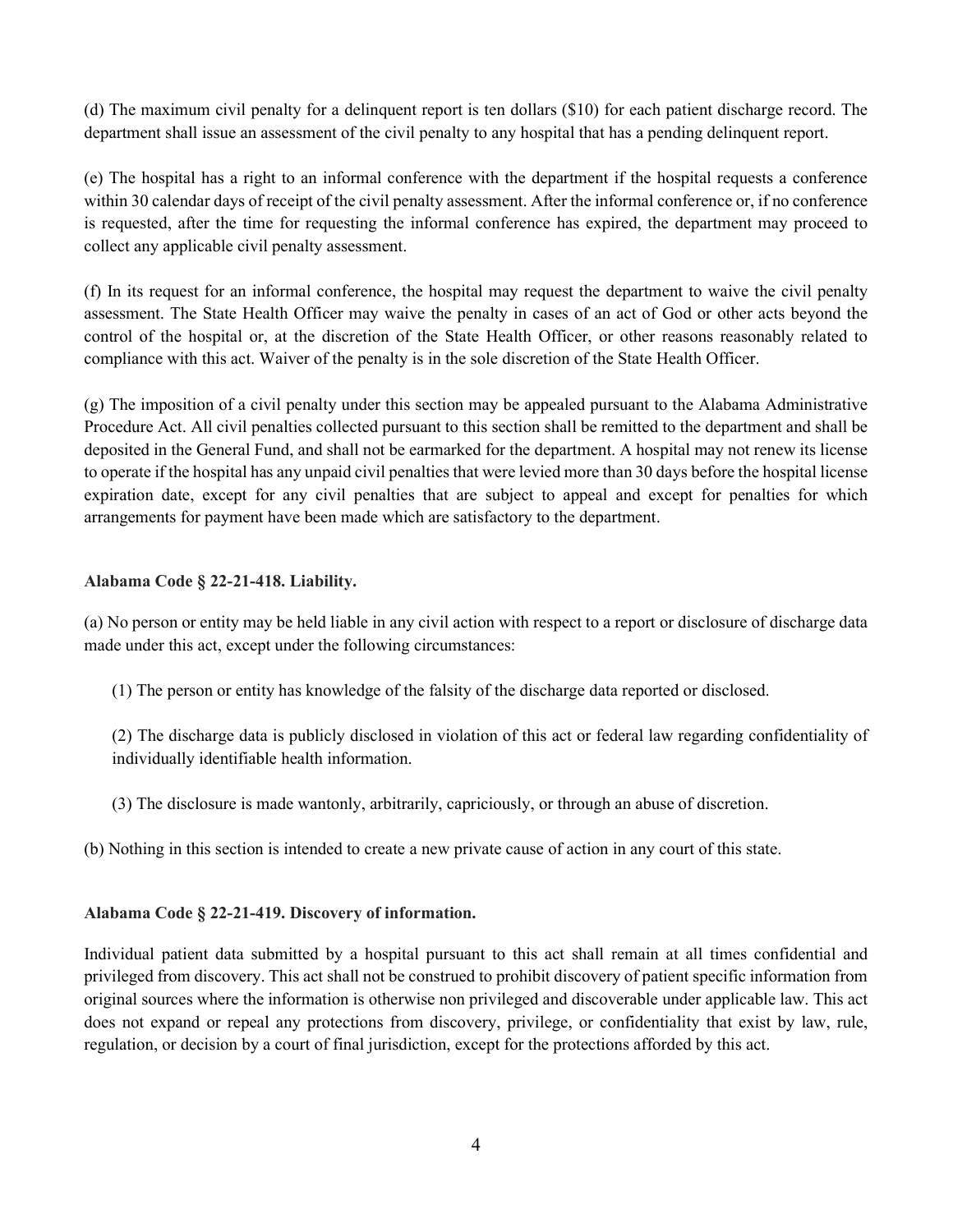(d) The maximum civil penalty for a delinquent report is ten dollars ($10) for each patient discharge record. The department shall issue an assessment of the civil penalty to any hospital that has a pending delinquent report.

(e) The hospital has a right to an informal conference with the department if the hospital requests a conference within 30 calendar days of receipt of the civil penalty assessment. After the informal conference or, if no conference is requested, after the time for requesting the informal conference has expired, the department may proceed to collect any applicable civil penalty assessment.

(f) In its request for an informal conference, the hospital may request the department to waive the civil penalty assessment. The State Health Officer may waive the penalty in cases of an act of God or other acts beyond the control of the hospital or, at the discretion of the State Health Officer, or other reasons reasonably related to compliance with this act. Waiver of the penalty is in the sole discretion of the State Health Officer.

(g) The imposition of a civil penalty under this section may be appealed pursuant to the Alabama Administrative Procedure Act. All civil penalties collected pursuant to this section shall be remitted to the department and shall be deposited in the General Fund, and shall not be earmarked for the department. A hospital may not renew its license to operate if the hospital has any unpaid civil penalties that were levied more than 30 days before the hospital license expiration date, except for any civil penalties that are subject to appeal and except for penalties for which arrangements for payment have been made which are satisfactory to the department.

**Alabama Code § 22-21-418. Liability.**

(a) No person or entity may be held liable in any civil action with respect to a report or disclosure of discharge data made under this act, except under the following circumstances:

(1) The person or entity has knowledge of the falsity of the discharge data reported or disclosed.

(2) The discharge data is publicly disclosed in violation of this act or federal law regarding confidentiality of individually identifiable health information.

(3) The disclosure is made wantonly, arbitrarily, capriciously, or through an abuse of discretion.

(b) Nothing in this section is intended to create a new private cause of action in any court of this state.

**Alabama Code § 22-21-419. Discovery of information.**

Individual patient data submitted by a hospital pursuant to this act shall remain at all times confidential and privileged from discovery. This act shall not be construed to prohibit discovery of patient specific information from original sources where the information is otherwise non privileged and discoverable under applicable law. This act does not expand or repeal any protections from discovery, privilege, or confidentiality that exist by law, rule, regulation, or decision by a court of final jurisdiction, except for the protections afforded by this act.